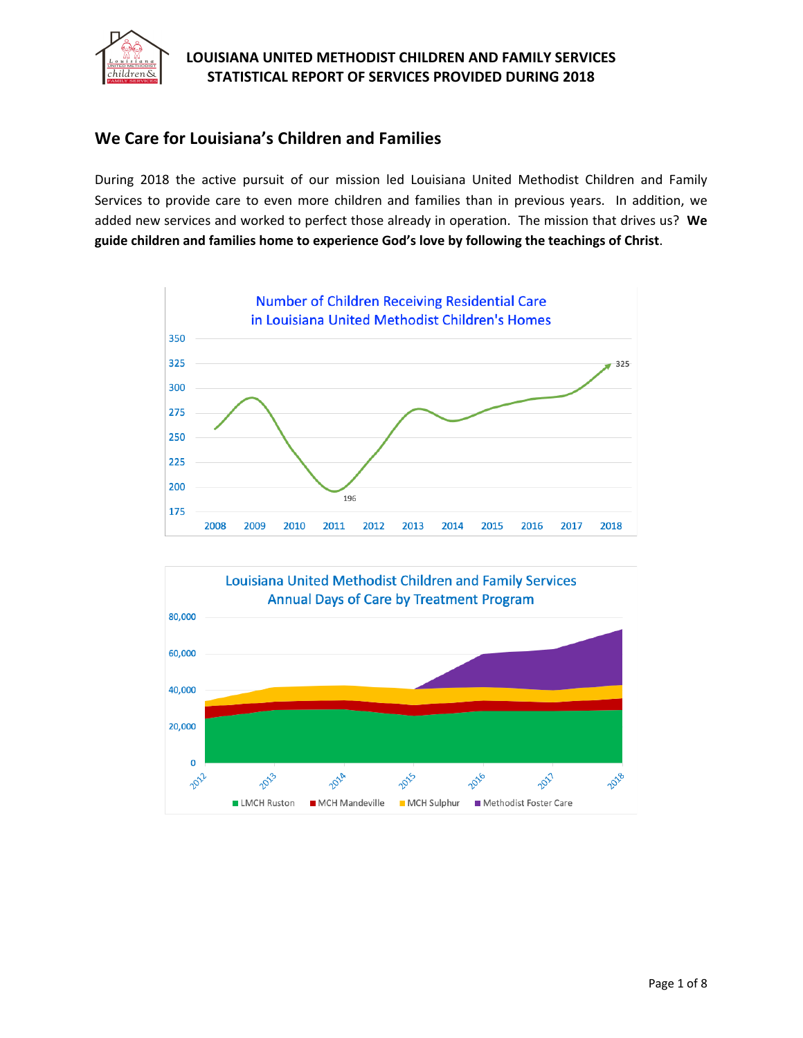**LOUISIANA UNITED METHODIST CHILDREN AND FAMILY SERVICES**
**STATISTICAL REPORT OF SERVICES PROVIDED DURING 2018**

## We Care for Louisiana's Children and Families

During 2018 the active pursuit of our mission led Louisiana United Methodist Children and Family Services to provide care to even more children and families than in previous years. In addition, we added new services and worked to perfect those already in operation. The mission that drives us? **We guide children and families home to experience God's love by following the teachings of Christ**.

Number of Children Receiving Residential Care in Louisiana United Methodist Children's Homes

Louisiana United Methodist Children and Family Services Annual Days of Care by Treatment Program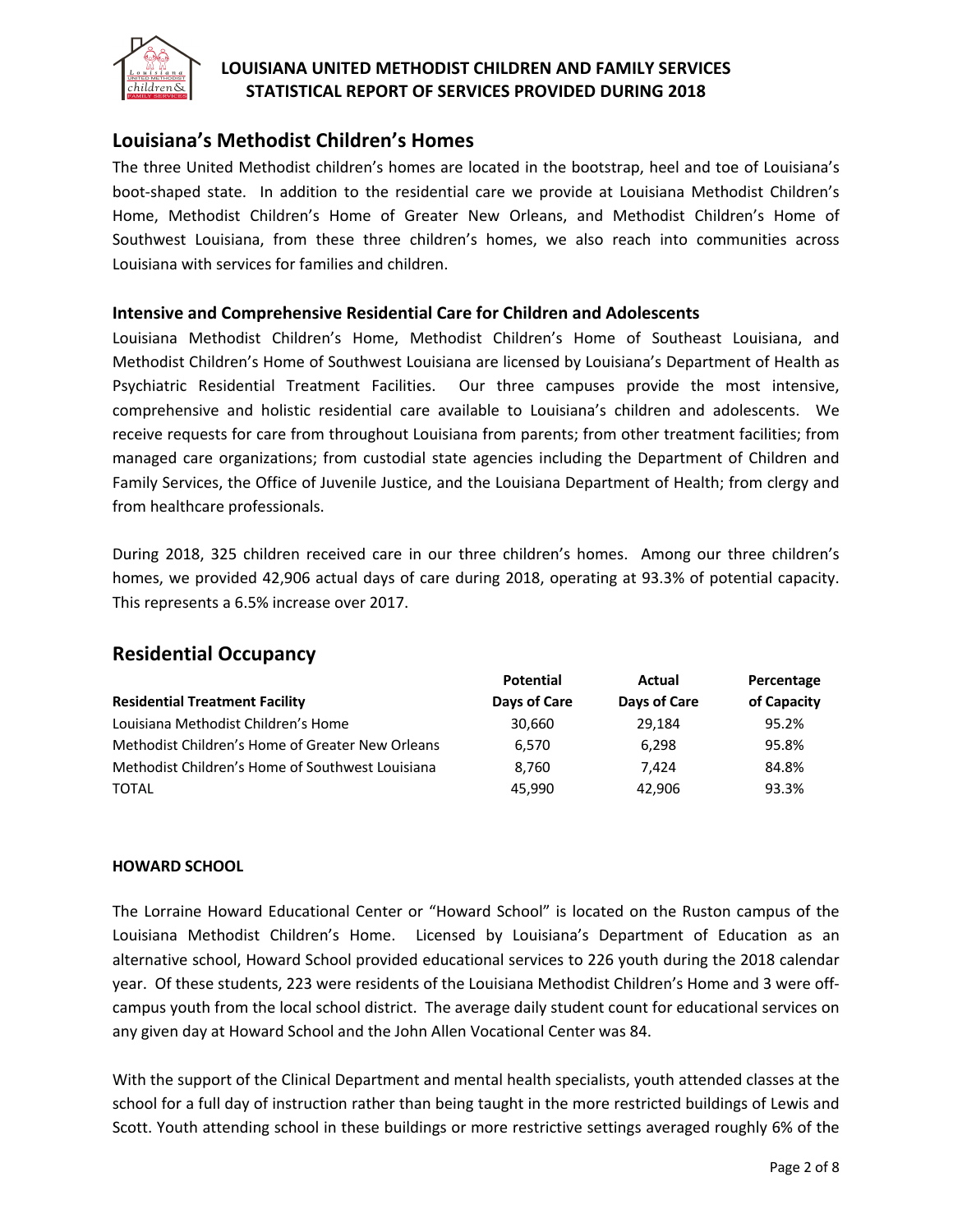## Louisiana's Methodist Children's Homes

The three United Methodist children's homes are located in the bootstrap, heel and toe of Louisiana's boot-shaped state. In addition to the residential care we provide at Louisiana Methodist Children's Home, Methodist Children's Home of Greater New Orleans, and Methodist Children's Home of Southwest Louisiana, from these three children's homes, we also reach into communities across Louisiana with services for families and children.

### Intensive and Comprehensive Residential Care for Children and Adolescents

Louisiana Methodist Children's Home, Methodist Children's Home of Southeast Louisiana, and Methodist Children's Home of Southwest Louisiana are licensed by Louisiana's Department of Health as Psychiatric Residential Treatment Facilities. Our three campuses provide the most intensive, comprehensive and holistic residential care available to Louisiana's children and adolescents. We receive requests for care from throughout Louisiana from parents; from other treatment facilities; from managed care organizations; from custodial state agencies including the Department of Children and Family Services, the Office of Juvenile Justice, and the Louisiana Department of Health; from clergy and from healthcare professionals.

During 2018, 325 children received care in our three children's homes. Among our three children's homes, we provided 42,906 actual days of care during 2018, operating at 93.3% of potential capacity. This represents a 6.5% increase over 2017.

## Residential Occupancy

| Residential Treatment Facility | Potential Days of Care | Actual Days of Care | Percentage of Capacity |
|---|---|---|---|
| Louisiana Methodist Children's Home | 30,660 | 29,184 | 95.2% |
| Methodist Children's Home of Greater New Orleans | 6,570 | 6,298 | 95.8% |
| Methodist Children's Home of Southwest Louisiana | 8,760 | 7,424 | 84.8% |
| TOTAL | 45,990 | 42,906 | 93.3% |

### HOWARD SCHOOL

The Lorraine Howard Educational Center or "Howard School" is located on the Ruston campus of the Louisiana Methodist Children's Home. Licensed by Louisiana's Department of Education as an alternative school, Howard School provided educational services to 226 youth during the 2018 calendar year. Of these students, 223 were residents of the Louisiana Methodist Children's Home and 3 were off-campus youth from the local school district. The average daily student count for educational services on any given day at Howard School and the John Allen Vocational Center was 84.

With the support of the Clinical Department and mental health specialists, youth attended classes at the school for a full day of instruction rather than being taught in the more restricted buildings of Lewis and Scott. Youth attending school in these buildings or more restrictive settings averaged roughly 6% of the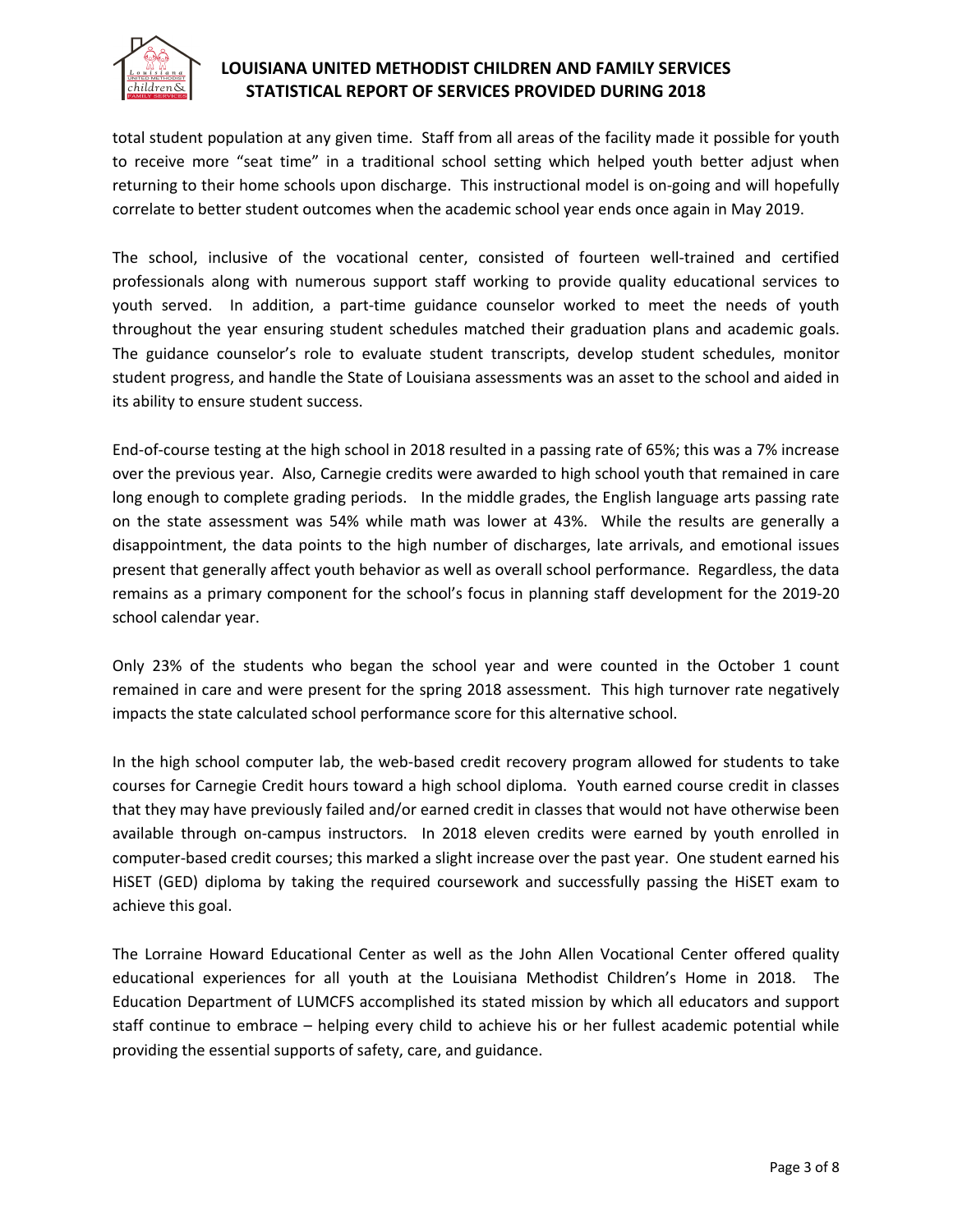total student population at any given time. Staff from all areas of the facility made it possible for youth to receive more "seat time" in a traditional school setting which helped youth better adjust when returning to their home schools upon discharge. This instructional model is on-going and will hopefully correlate to better student outcomes when the academic school year ends once again in May 2019.

The school, inclusive of the vocational center, consisted of fourteen well-trained and certified professionals along with numerous support staff working to provide quality educational services to youth served. In addition, a part-time guidance counselor worked to meet the needs of youth throughout the year ensuring student schedules matched their graduation plans and academic goals. The guidance counselor's role to evaluate student transcripts, develop student schedules, monitor student progress, and handle the State of Louisiana assessments was an asset to the school and aided in its ability to ensure student success.

End-of-course testing at the high school in 2018 resulted in a passing rate of 65%; this was a 7% increase over the previous year. Also, Carnegie credits were awarded to high school youth that remained in care long enough to complete grading periods. In the middle grades, the English language arts passing rate on the state assessment was 54% while math was lower at 43%. While the results are generally a disappointment, the data points to the high number of discharges, late arrivals, and emotional issues present that generally affect youth behavior as well as overall school performance. Regardless, the data remains as a primary component for the school's focus in planning staff development for the 2019-20 school calendar year.

Only 23% of the students who began the school year and were counted in the October 1 count remained in care and were present for the spring 2018 assessment. This high turnover rate negatively impacts the state calculated school performance score for this alternative school.

In the high school computer lab, the web-based credit recovery program allowed for students to take courses for Carnegie Credit hours toward a high school diploma. Youth earned course credit in classes that they may have previously failed and/or earned credit in classes that would not have otherwise been available through on-campus instructors. In 2018 eleven credits were earned by youth enrolled in computer-based credit courses; this marked a slight increase over the past year. One student earned his HiSET (GED) diploma by taking the required coursework and successfully passing the HiSET exam to achieve this goal.

The Lorraine Howard Educational Center as well as the John Allen Vocational Center offered quality educational experiences for all youth at the Louisiana Methodist Children's Home in 2018. The Education Department of LUMCFS accomplished its stated mission by which all educators and support staff continue to embrace – helping every child to achieve his or her fullest academic potential while providing the essential supports of safety, care, and guidance.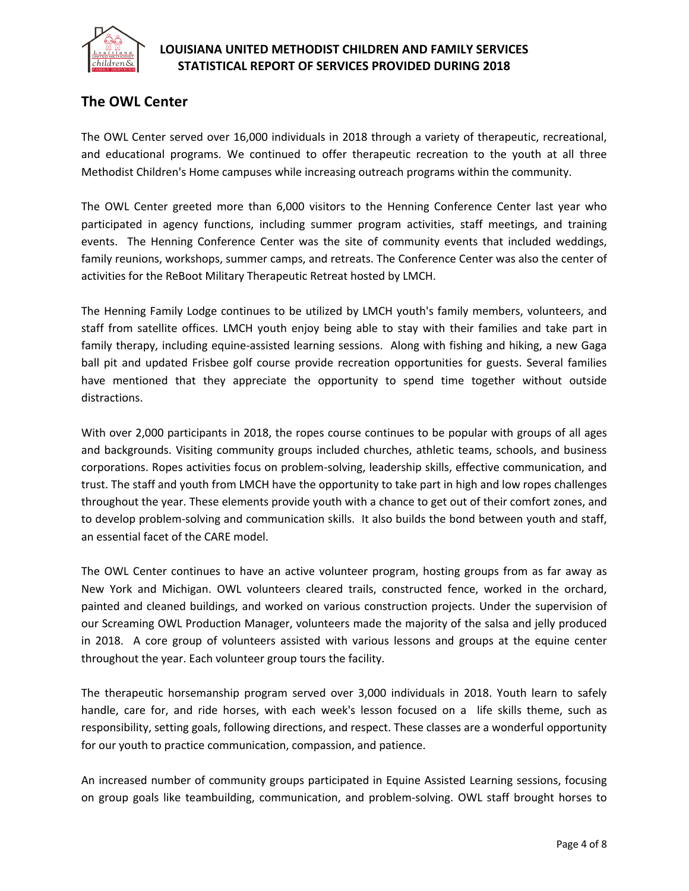## The OWL Center

The OWL Center served over 16,000 individuals in 2018 through a variety of therapeutic, recreational, and educational programs. We continued to offer therapeutic recreation to the youth at all three Methodist Children's Home campuses while increasing outreach programs within the community.

The OWL Center greeted more than 6,000 visitors to the Henning Conference Center last year who participated in agency functions, including summer program activities, staff meetings, and training events. The Henning Conference Center was the site of community events that included weddings, family reunions, workshops, summer camps, and retreats. The Conference Center was also the center of activities for the ReBoot Military Therapeutic Retreat hosted by LMCH.

The Henning Family Lodge continues to be utilized by LMCH youth's family members, volunteers, and staff from satellite offices. LMCH youth enjoy being able to stay with their families and take part in family therapy, including equine-assisted learning sessions. Along with fishing and hiking, a new Gaga ball pit and updated Frisbee golf course provide recreation opportunities for guests. Several families have mentioned that they appreciate the opportunity to spend time together without outside distractions.

With over 2,000 participants in 2018, the ropes course continues to be popular with groups of all ages and backgrounds. Visiting community groups included churches, athletic teams, schools, and business corporations. Ropes activities focus on problem-solving, leadership skills, effective communication, and trust. The staff and youth from LMCH have the opportunity to take part in high and low ropes challenges throughout the year. These elements provide youth with a chance to get out of their comfort zones, and to develop problem-solving and communication skills. It also builds the bond between youth and staff, an essential facet of the CARE model.

The OWL Center continues to have an active volunteer program, hosting groups from as far away as New York and Michigan. OWL volunteers cleared trails, constructed fence, worked in the orchard, painted and cleaned buildings, and worked on various construction projects. Under the supervision of our Screaming OWL Production Manager, volunteers made the majority of the salsa and jelly produced in 2018. A core group of volunteers assisted with various lessons and groups at the equine center throughout the year. Each volunteer group tours the facility.

The therapeutic horsemanship program served over 3,000 individuals in 2018. Youth learn to safely handle, care for, and ride horses, with each week's lesson focused on a life skills theme, such as responsibility, setting goals, following directions, and respect. These classes are a wonderful opportunity for our youth to practice communication, compassion, and patience.

An increased number of community groups participated in Equine Assisted Learning sessions, focusing on group goals like teambuilding, communication, and problem-solving. OWL staff brought horses to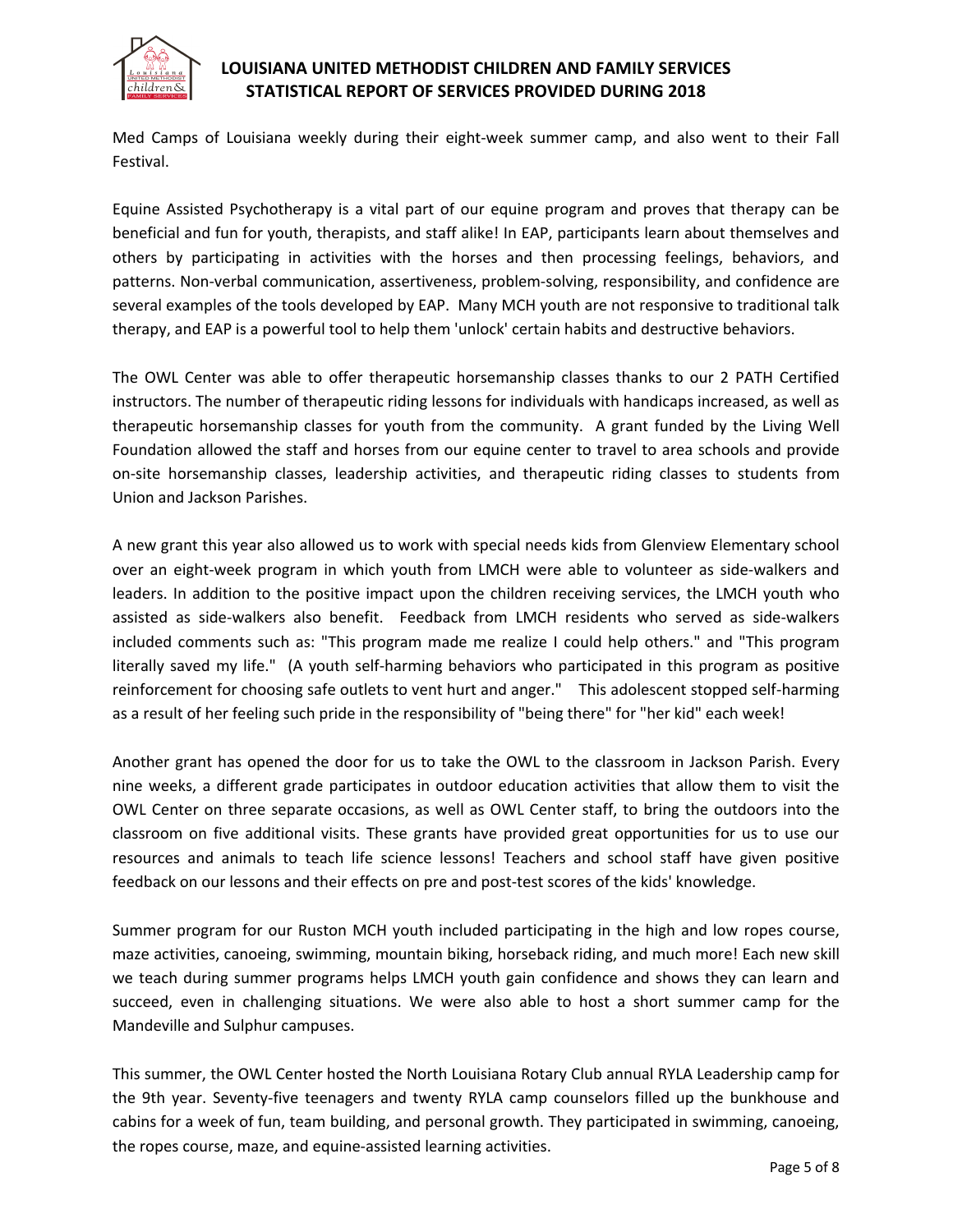Med Camps of Louisiana weekly during their eight-week summer camp, and also went to their Fall Festival.

Equine Assisted Psychotherapy is a vital part of our equine program and proves that therapy can be beneficial and fun for youth, therapists, and staff alike! In EAP, participants learn about themselves and others by participating in activities with the horses and then processing feelings, behaviors, and patterns. Non-verbal communication, assertiveness, problem-solving, responsibility, and confidence are several examples of the tools developed by EAP. Many MCH youth are not responsive to traditional talk therapy, and EAP is a powerful tool to help them 'unlock' certain habits and destructive behaviors.

The OWL Center was able to offer therapeutic horsemanship classes thanks to our 2 PATH Certified instructors. The number of therapeutic riding lessons for individuals with handicaps increased, as well as therapeutic horsemanship classes for youth from the community. A grant funded by the Living Well Foundation allowed the staff and horses from our equine center to travel to area schools and provide on-site horsemanship classes, leadership activities, and therapeutic riding classes to students from Union and Jackson Parishes.

A new grant this year also allowed us to work with special needs kids from Glenview Elementary school over an eight-week program in which youth from LMCH were able to volunteer as side-walkers and leaders. In addition to the positive impact upon the children receiving services, the LMCH youth who assisted as side-walkers also benefit. Feedback from LMCH residents who served as side-walkers included comments such as: "This program made me realize I could help others." and "This program literally saved my life." (A youth self-harming behaviors who participated in this program as positive reinforcement for choosing safe outlets to vent hurt and anger." This adolescent stopped self-harming as a result of her feeling such pride in the responsibility of "being there" for "her kid" each week!

Another grant has opened the door for us to take the OWL to the classroom in Jackson Parish. Every nine weeks, a different grade participates in outdoor education activities that allow them to visit the OWL Center on three separate occasions, as well as OWL Center staff, to bring the outdoors into the classroom on five additional visits. These grants have provided great opportunities for us to use our resources and animals to teach life science lessons! Teachers and school staff have given positive feedback on our lessons and their effects on pre and post-test scores of the kids' knowledge.

Summer program for our Ruston MCH youth included participating in the high and low ropes course, maze activities, canoeing, swimming, mountain biking, horseback riding, and much more! Each new skill we teach during summer programs helps LMCH youth gain confidence and shows they can learn and succeed, even in challenging situations. We were also able to host a short summer camp for the Mandeville and Sulphur campuses.

This summer, the OWL Center hosted the North Louisiana Rotary Club annual RYLA Leadership camp for the 9th year. Seventy-five teenagers and twenty RYLA camp counselors filled up the bunkhouse and cabins for a week of fun, team building, and personal growth. They participated in swimming, canoeing, the ropes course, maze, and equine-assisted learning activities.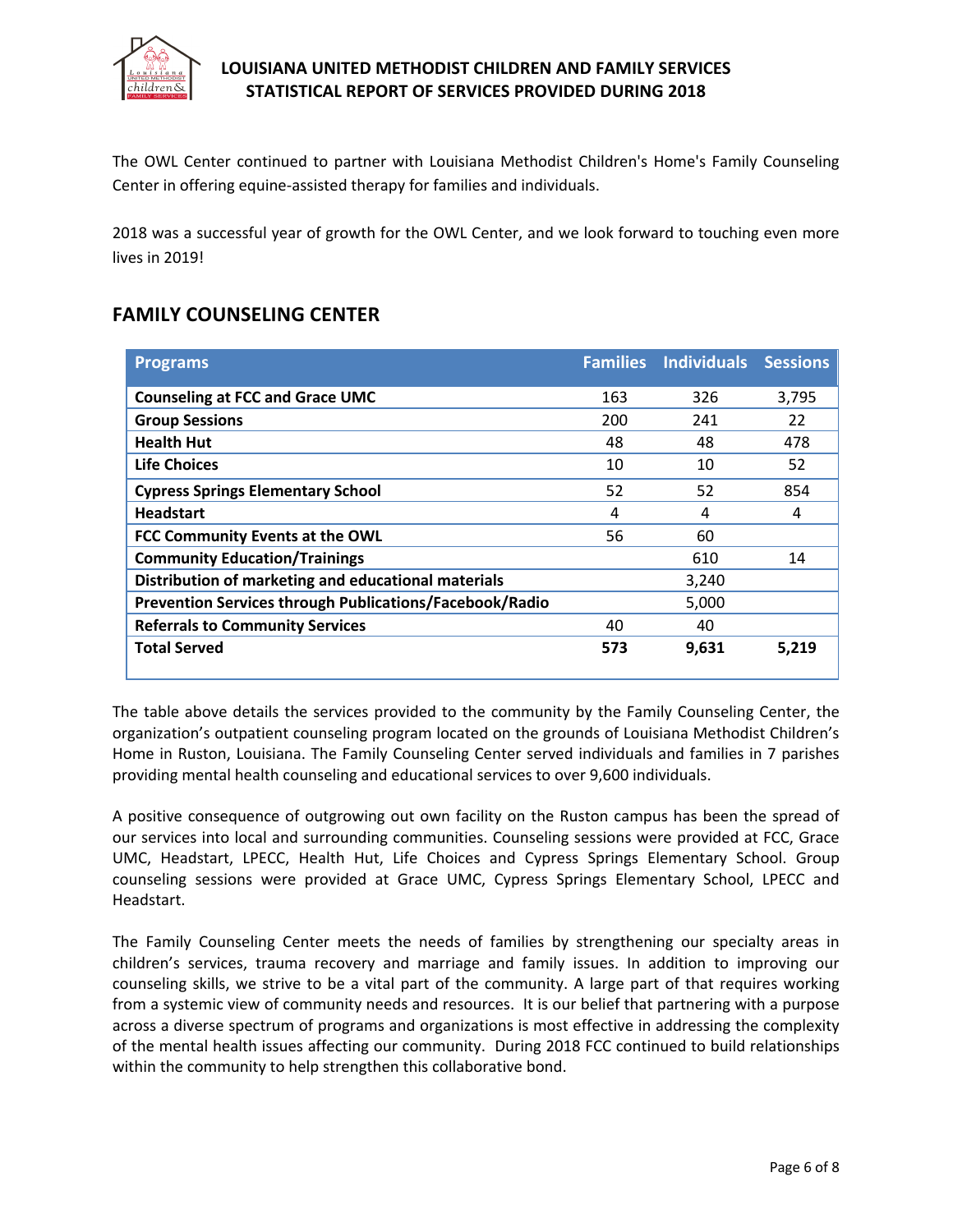The OWL Center continued to partner with Louisiana Methodist Children's Home's Family Counseling Center in offering equine-assisted therapy for families and individuals.

2018 was a successful year of growth for the OWL Center, and we look forward to touching even more lives in 2019!

## FAMILY COUNSELING CENTER

| Programs | Families | Individuals | Sessions |
|---|---|---|---|
| **Counseling at FCC and Grace UMC** | 163 | 326 | 3,795 |
| **Group Sessions** | 200 | 241 | 22 |
| **Health Hut** | 48 | 48 | 478 |
| **Life Choices** | 10 | 10 | 52 |
| **Cypress Springs Elementary School** | 52 | 52 | 854 |
| **Headstart** | 4 | 4 | 4 |
| **FCC Community Events at the OWL** | 56 | 60 | |
| **Community Education/Trainings** | | 610 | 14 |
| **Distribution of marketing and educational materials** | | 3,240 | |
| **Prevention Services through Publications/Facebook/Radio** | | 5,000 | |
| **Referrals to Community Services** | 40 | 40 | |
| **Total Served** | **573** | **9,631** | **5,219** |

The table above details the services provided to the community by the Family Counseling Center, the organization's outpatient counseling program located on the grounds of Louisiana Methodist Children's Home in Ruston, Louisiana. The Family Counseling Center served individuals and families in 7 parishes providing mental health counseling and educational services to over 9,600 individuals.

A positive consequence of outgrowing out own facility on the Ruston campus has been the spread of our services into local and surrounding communities. Counseling sessions were provided at FCC, Grace UMC, Headstart, LPECC, Health Hut, Life Choices and Cypress Springs Elementary School. Group counseling sessions were provided at Grace UMC, Cypress Springs Elementary School, LPECC and Headstart.

The Family Counseling Center meets the needs of families by strengthening our specialty areas in children's services, trauma recovery and marriage and family issues. In addition to improving our counseling skills, we strive to be a vital part of the community. A large part of that requires working from a systemic view of community needs and resources. It is our belief that partnering with a purpose across a diverse spectrum of programs and organizations is most effective in addressing the complexity of the mental health issues affecting our community. During 2018 FCC continued to build relationships within the community to help strengthen this collaborative bond.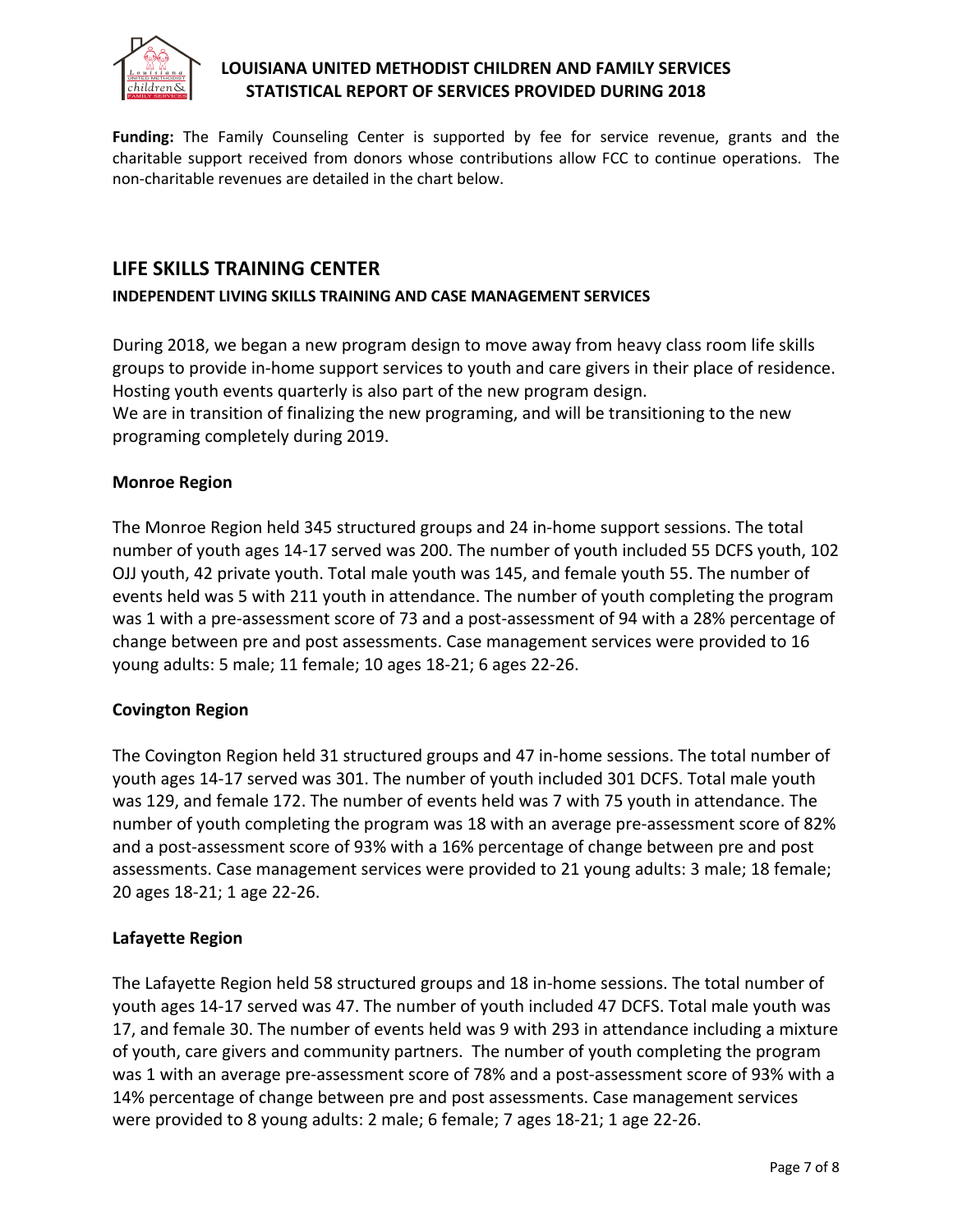**Funding:** The Family Counseling Center is supported by fee for service revenue, grants and the charitable support received from donors whose contributions allow FCC to continue operations. The non-charitable revenues are detailed in the chart below.

## LIFE SKILLS TRAINING CENTER

### INDEPENDENT LIVING SKILLS TRAINING AND CASE MANAGEMENT SERVICES

During 2018, we began a new program design to move away from heavy class room life skills groups to provide in-home support services to youth and care givers in their place of residence. Hosting youth events quarterly is also part of the new program design.
We are in transition of finalizing the new programing, and will be transitioning to the new programing completely during 2019.

### Monroe Region

The Monroe Region held 345 structured groups and 24 in-home support sessions. The total number of youth ages 14-17 served was 200. The number of youth included 55 DCFS youth, 102 OJJ youth, 42 private youth. Total male youth was 145, and female youth 55. The number of events held was 5 with 211 youth in attendance. The number of youth completing the program was 1 with a pre-assessment score of 73 and a post-assessment of 94 with a 28% percentage of change between pre and post assessments. Case management services were provided to 16 young adults: 5 male; 11 female; 10 ages 18-21; 6 ages 22-26.

### Covington Region

The Covington Region held 31 structured groups and 47 in-home sessions. The total number of youth ages 14-17 served was 301. The number of youth included 301 DCFS. Total male youth was 129, and female 172. The number of events held was 7 with 75 youth in attendance. The number of youth completing the program was 18 with an average pre-assessment score of 82% and a post-assessment score of 93% with a 16% percentage of change between pre and post assessments. Case management services were provided to 21 young adults: 3 male; 18 female; 20 ages 18-21; 1 age 22-26.

### Lafayette Region

The Lafayette Region held 58 structured groups and 18 in-home sessions. The total number of youth ages 14-17 served was 47. The number of youth included 47 DCFS. Total male youth was 17, and female 30. The number of events held was 9 with 293 in attendance including a mixture of youth, care givers and community partners. The number of youth completing the program was 1 with an average pre-assessment score of 78% and a post-assessment score of 93% with a 14% percentage of change between pre and post assessments. Case management services were provided to 8 young adults: 2 male; 6 female; 7 ages 18-21; 1 age 22-26.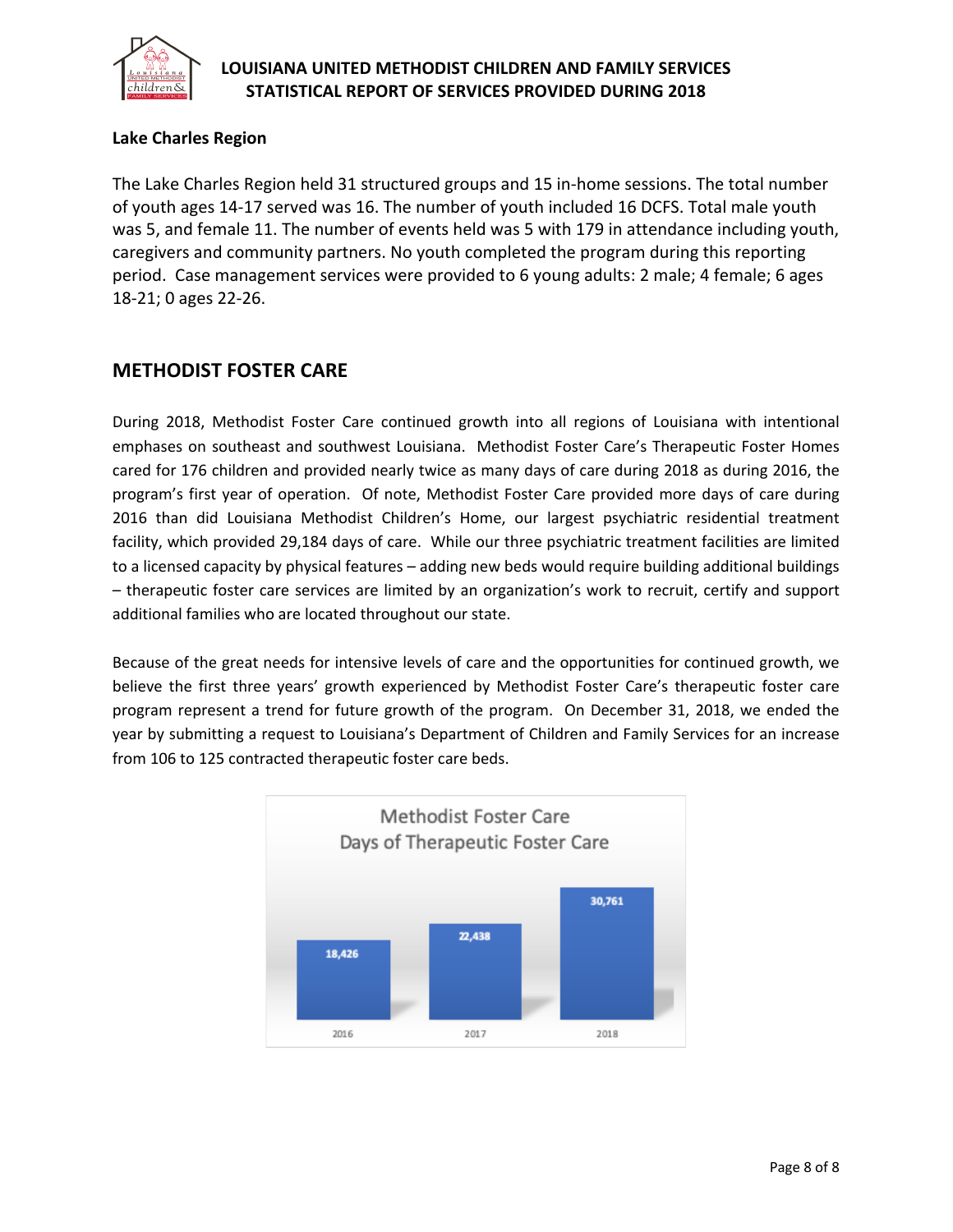### Lake Charles Region

The Lake Charles Region held 31 structured groups and 15 in-home sessions. The total number of youth ages 14-17 served was 16. The number of youth included 16 DCFS. Total male youth was 5, and female 11. The number of events held was 5 with 179 in attendance including youth, caregivers and community partners. No youth completed the program during this reporting period. Case management services were provided to 6 young adults: 2 male; 4 female; 6 ages 18-21; 0 ages 22-26.

## METHODIST FOSTER CARE

During 2018, Methodist Foster Care continued growth into all regions of Louisiana with intentional emphases on southeast and southwest Louisiana. Methodist Foster Care's Therapeutic Foster Homes cared for 176 children and provided nearly twice as many days of care during 2018 as during 2016, the program's first year of operation. Of note, Methodist Foster Care provided more days of care during 2016 than did Louisiana Methodist Children's Home, our largest psychiatric residential treatment facility, which provided 29,184 days of care. While our three psychiatric treatment facilities are limited to a licensed capacity by physical features – adding new beds would require building additional buildings – therapeutic foster care services are limited by an organization's work to recruit, certify and support additional families who are located throughout our state.

Because of the great needs for intensive levels of care and the opportunities for continued growth, we believe the first three years' growth experienced by Methodist Foster Care's therapeutic foster care program represent a trend for future growth of the program. On December 31, 2018, we ended the year by submitting a request to Louisiana's Department of Children and Family Services for an increase from 106 to 125 contracted therapeutic foster care beds.

Methodist Foster Care
Days of Therapeutic Foster Care

18,426
22,438
30,761

2016
2017
2018